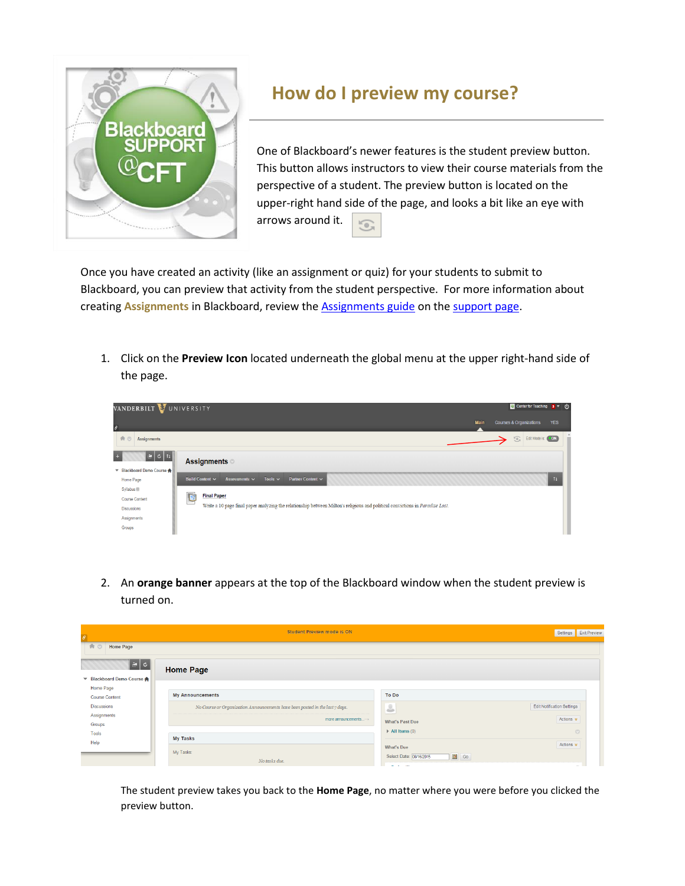# How do I preview my course?

One of Blackboard's newer features is the student preview button. This button allows instructors to view their course materials from the perspective of a student. The preview button is located on the upper-right hand side of the page, and looks a bit like an eye with arrows around it.

Once you have created an activity (like an assignment or quiz) for your students to submit to Blackboard, you can preview that activity from the student perspective. For more information about creating **Assignments** in Blackboard, review the [Assignments guide](Assignments guide) on the [support page](support page).

1. Click on the **Preview Icon** located underneath the global menu at the upper right-hand side of the page.

2. An **orange banner** appears at the top of the Blackboard window when the student preview is turned on.

   The student preview takes you back to the **Home Page**, no matter where you were before you clicked the preview button.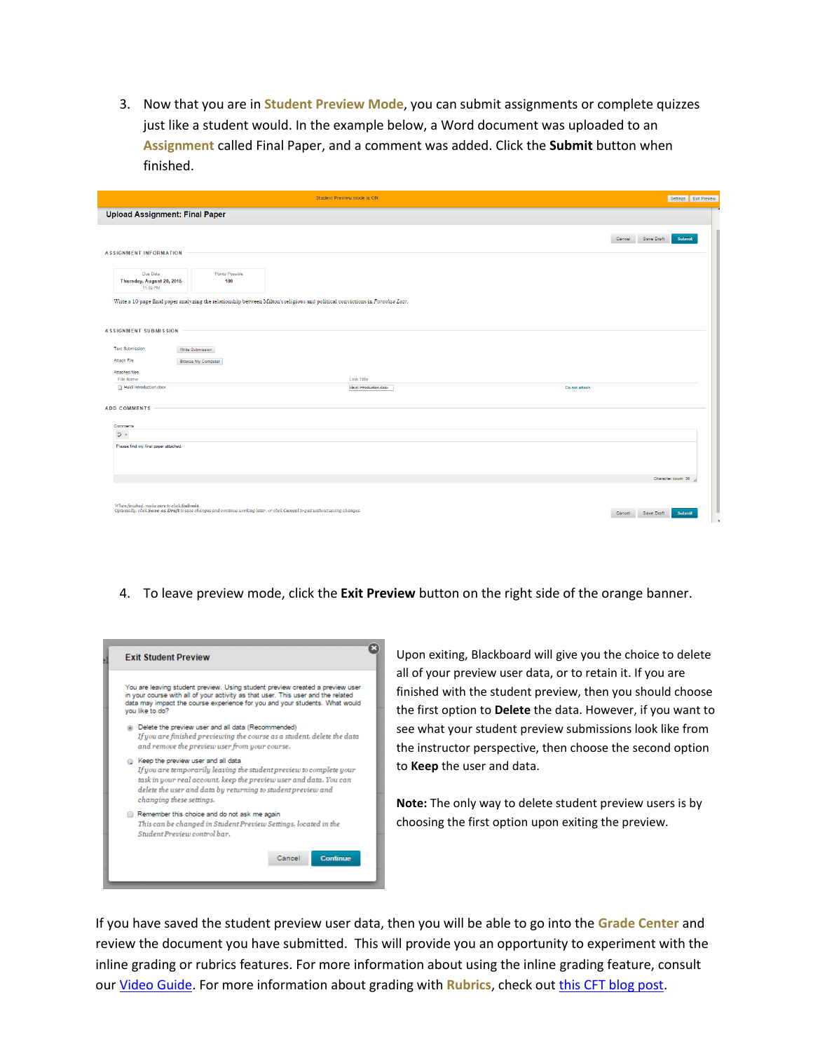3. Now that you are in **Student Preview Mode**, you can submit assignments or complete quizzes just like a student would. In the example below, a Word document was uploaded to an **Assignment** called Final Paper, and a comment was added. Click the **Submit** button when finished.

4. To leave preview mode, click the **Exit Preview** button on the right side of the orange banner.

Upon exiting, Blackboard will give you the choice to delete all of your preview user data, or to retain it. If you are finished with the student preview, then you should choose the first option to **Delete** the data. However, if you want to see what your student preview submissions look like from the instructor perspective, then choose the second option to **Keep** the user and data.

**Note:** The only way to delete student preview users is by choosing the first option upon exiting the preview.

If you have saved the student preview user data, then you will be able to go into the **Grade Center** and review the document you have submitted. This will provide you an opportunity to experiment with the inline grading or rubrics features. For more information about using the inline grading feature, consult our Video Guide. For more information about grading with **Rubrics**, check out this CFT blog post.